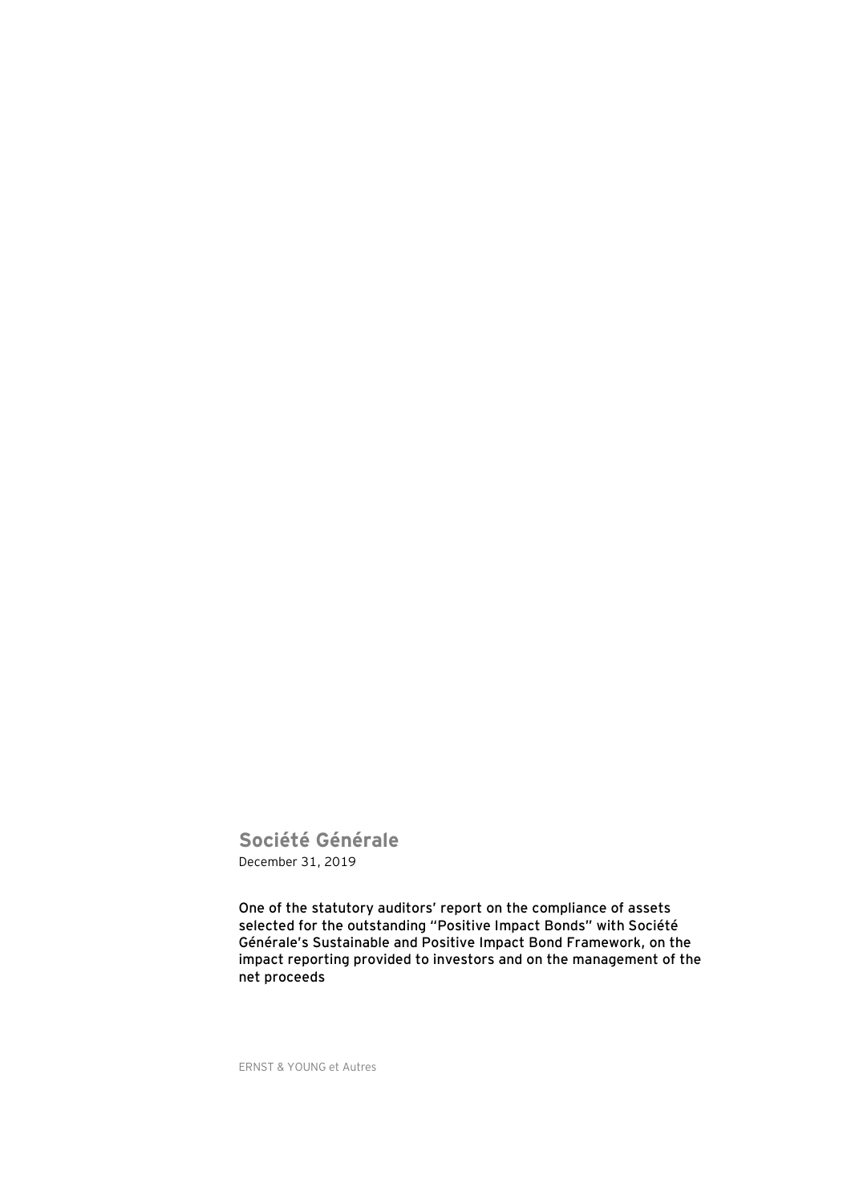# Société Générale

December 31, 2019

**One of the statutory auditors' report on the compliance of assets selected for the outstanding "Positive Impact Bonds" with Société Générale's Sustainable and Positive Impact Bond Framework, on the impact reporting provided to investors and on the management of the net proceeds**

ERNST & YOUNG et Autres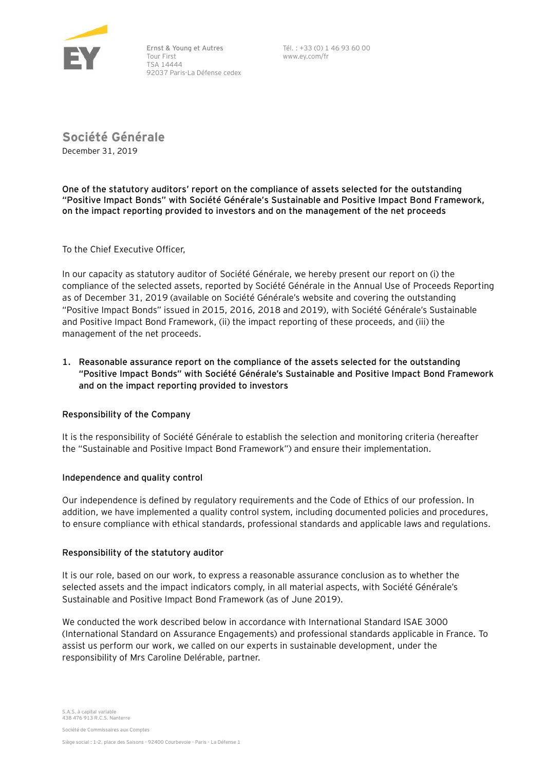Ernst & Young et Autres
Tour First
TSA 14444
92037 Paris-La Défense cedex

Tél. : +33 (0) 1 46 93 60 00
www.ey.com/fr

# Société Générale

December 31, 2019

**One of the statutory auditors' report on the compliance of assets selected for the outstanding "Positive Impact Bonds" with Société Générale's Sustainable and Positive Impact Bond Framework, on the impact reporting provided to investors and on the management of the net proceeds**

To the Chief Executive Officer,

In our capacity as statutory auditor of Société Générale, we hereby present our report on (i) the compliance of the selected assets, reported by Société Générale in the Annual Use of Proceeds Reporting as of December 31, 2019 (available on Société Générale's website and covering the outstanding "Positive Impact Bonds" issued in 2015, 2016, 2018 and 2019), with Société Générale's Sustainable and Positive Impact Bond Framework, (ii) the impact reporting of these proceeds, and (iii) the management of the net proceeds.

## 1. Reasonable assurance report on the compliance of the assets selected for the outstanding "Positive Impact Bonds" with Société Générale's Sustainable and Positive Impact Bond Framework and on the impact reporting provided to investors

### Responsibility of the Company

It is the responsibility of Société Générale to establish the selection and monitoring criteria (hereafter the "Sustainable and Positive Impact Bond Framework") and ensure their implementation.

### Independence and quality control

Our independence is defined by regulatory requirements and the Code of Ethics of our profession. In addition, we have implemented a quality control system, including documented policies and procedures, to ensure compliance with ethical standards, professional standards and applicable laws and regulations.

### Responsibility of the statutory auditor

It is our role, based on our work, to express a reasonable assurance conclusion as to whether the selected assets and the impact indicators comply, in all material aspects, with Société Générale's Sustainable and Positive Impact Bond Framework (as of June 2019).

We conducted the work described below in accordance with International Standard ISAE 3000 (International Standard on Assurance Engagements) and professional standards applicable in France. To assist us perform our work, we called on our experts in sustainable development, under the responsibility of Mrs Caroline Delérable, partner.

S.A.S. à capital variable
438 476 913 R.C.S. Nanterre

Société de Commissaires aux Comptes

Siège social : 1-2, place des Saisons - 92400 Courbevoie - Paris - La Défense 1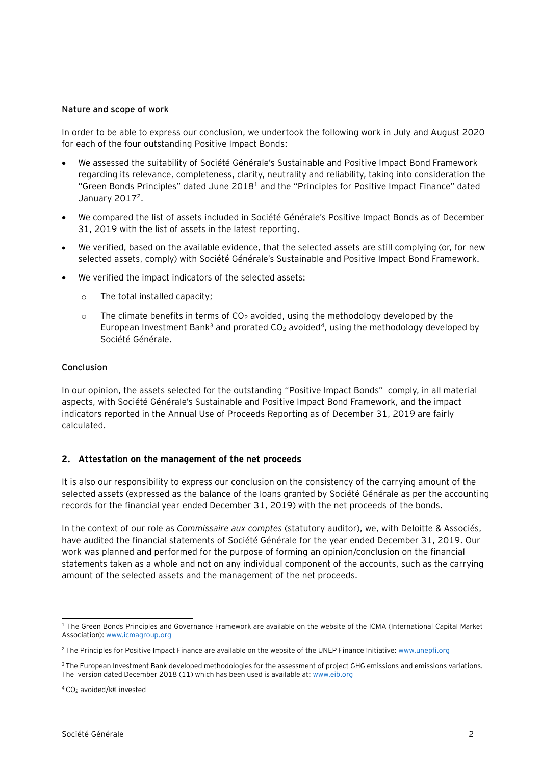**Nature and scope of work**

In order to be able to express our conclusion, we undertook the following work in July and August 2020 for each of the four outstanding Positive Impact Bonds:

- We assessed the suitability of Société Générale's Sustainable and Positive Impact Bond Framework regarding its relevance, completeness, clarity, neutrality and reliability, taking into consideration the "Green Bonds Principles" dated June 2018[1] and the "Principles for Positive Impact Finance" dated January 2017[2].
- We compared the list of assets included in Société Générale's Positive Impact Bonds as of December 31, 2019 with the list of assets in the latest reporting.
- We verified, based on the available evidence, that the selected assets are still complying (or, for new selected assets, comply) with Société Générale's Sustainable and Positive Impact Bond Framework.
- We verified the impact indicators of the selected assets:
  - The total installed capacity;
  - The climate benefits in terms of $CO_2$ avoided, using the methodology developed by the European Investment Bank[3] and prorated $CO_2$ avoided[4], using the methodology developed by Société Générale.

**Conclusion**

In our opinion, the assets selected for the outstanding "Positive Impact Bonds" comply, in all material aspects, with Société Générale's Sustainable and Positive Impact Bond Framework, and the impact indicators reported in the Annual Use of Proceeds Reporting as of December 31, 2019 are fairly calculated.

## 2. Attestation on the management of the net proceeds

It is also our responsibility to express our conclusion on the consistency of the carrying amount of the selected assets (expressed as the balance of the loans granted by Société Générale as per the accounting records for the financial year ended December 31, 2019) with the net proceeds of the bonds.

In the context of our role as *Commissaire aux comptes* (statutory auditor), we, with Deloitte & Associés, have audited the financial statements of Société Générale for the year ended December 31, 2019. Our work was planned and performed for the purpose of forming an opinion/conclusion on the financial statements taken as a whole and not on any individual component of the accounts, such as the carrying amount of the selected assets and the management of the net proceeds.

---

[1] The Green Bonds Principles and Governance Framework are available on the website of the ICMA (International Capital Market Association): www.icmagroup.org

[2] The Principles for Positive Impact Finance are available on the website of the UNEP Finance Initiative: www.unepfi.org

[3] The European Investment Bank developed methodologies for the assessment of project GHG emissions and emissions variations. The version dated December 2018 (11) which has been used is available at: www.eib.org

[4] $CO_2$ avoided/k€ invested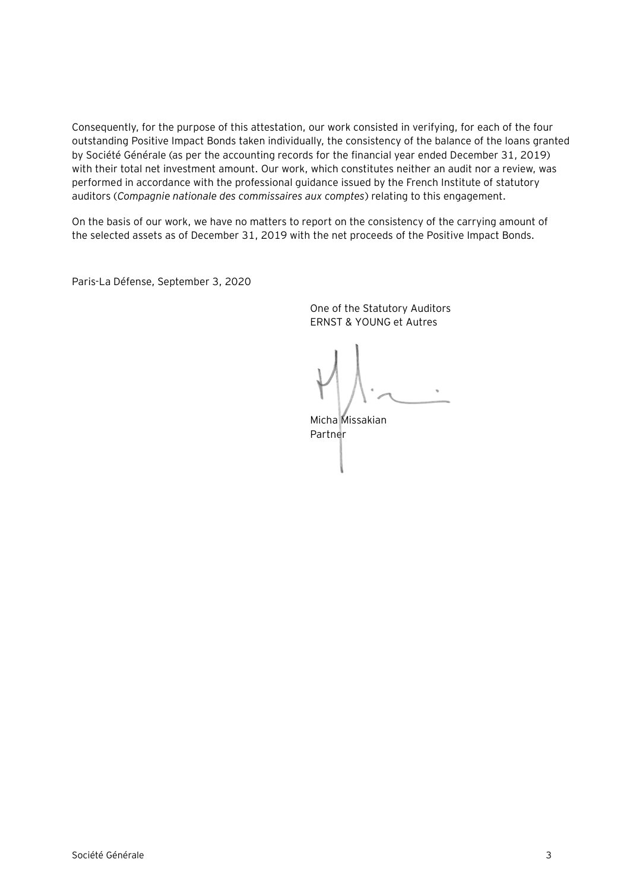Consequently, for the purpose of this attestation, our work consisted in verifying, for each of the four outstanding Positive Impact Bonds taken individually, the consistency of the balance of the loans granted by Société Générale (as per the accounting records for the financial year ended December 31, 2019) with their total net investment amount. Our work, which constitutes neither an audit nor a review, was performed in accordance with the professional guidance issued by the French Institute of statutory auditors (*Compagnie nationale des commissaires aux comptes*) relating to this engagement.

On the basis of our work, we have no matters to report on the consistency of the carrying amount of the selected assets as of December 31, 2019 with the net proceeds of the Positive Impact Bonds.

Paris-La Défense, September 3, 2020

One of the Statutory Auditors
ERNST & YOUNG et Autres

Micha Missakian
Partner